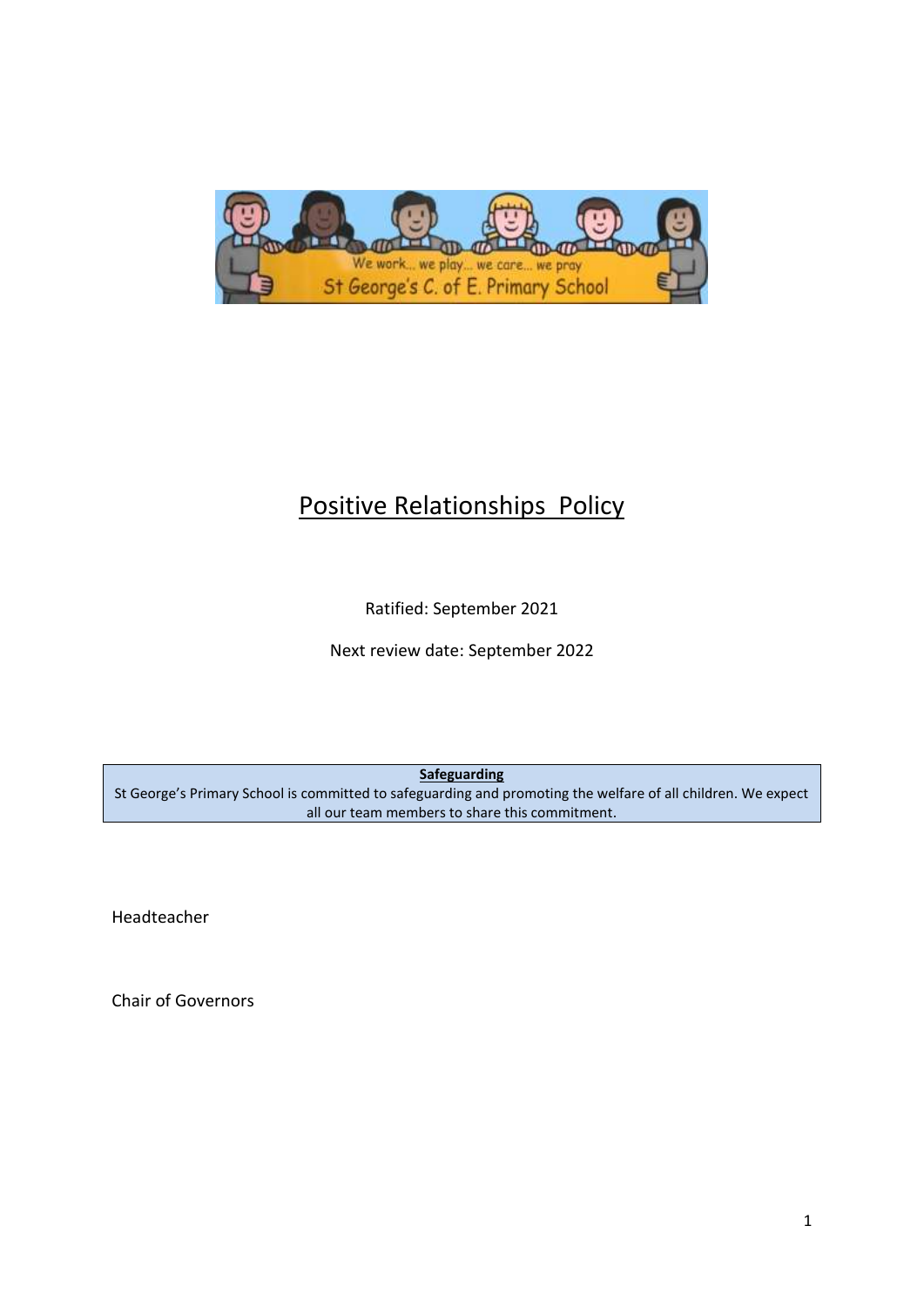# Positive Relationships Policy

Ratified: September 2021

Next review date: September 2022

| **Safeguarding** |
|---|
| St George's Primary School is committed to safeguarding and promoting the welfare of all children. We expect all our team members to share this commitment. |

Headteacher

Chair of Governors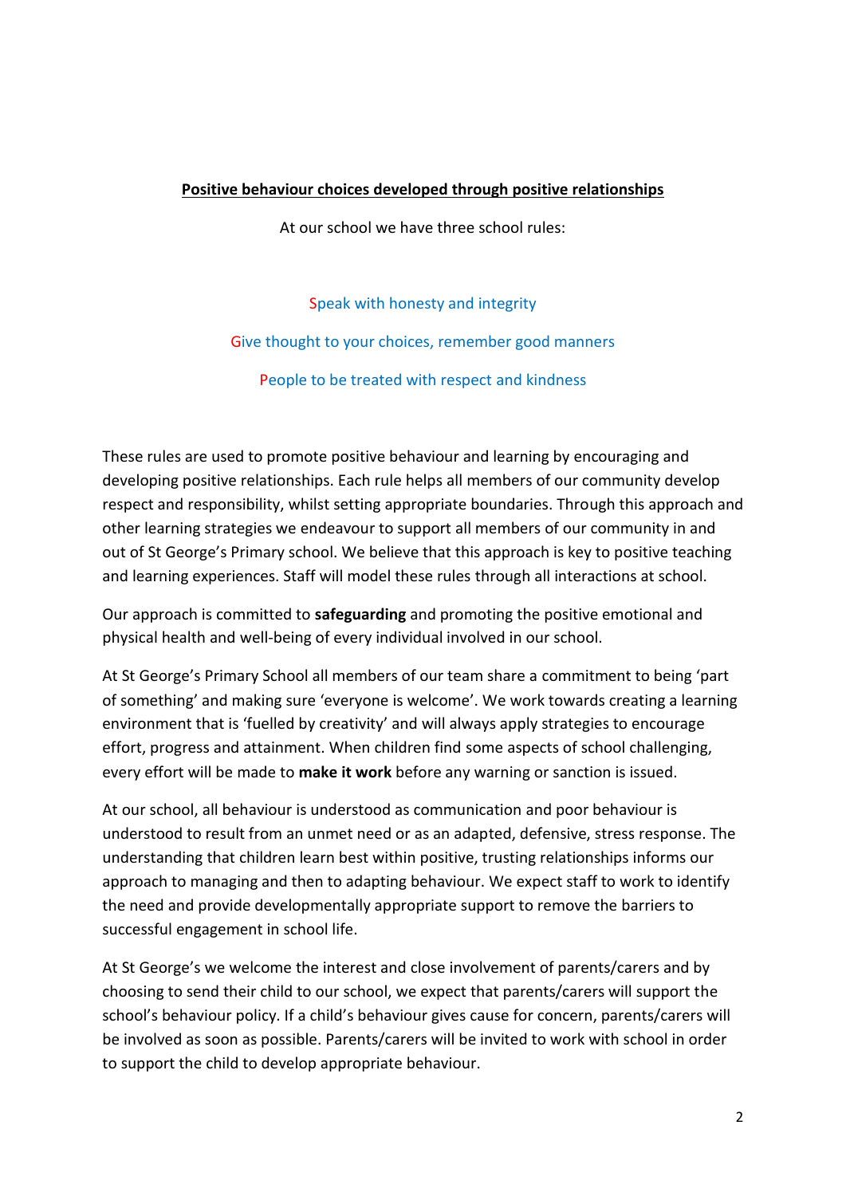## Positive behaviour choices developed through positive relationships

At our school we have three school rules:

Speak with honesty and integrity

Give thought to your choices, remember good manners

People to be treated with respect and kindness

These rules are used to promote positive behaviour and learning by encouraging and developing positive relationships. Each rule helps all members of our community develop respect and responsibility, whilst setting appropriate boundaries. Through this approach and other learning strategies we endeavour to support all members of our community in and out of St George's Primary school. We believe that this approach is key to positive teaching and learning experiences. Staff will model these rules through all interactions at school.

Our approach is committed to **safeguarding** and promoting the positive emotional and physical health and well-being of every individual involved in our school.

At St George's Primary School all members of our team share a commitment to being 'part of something' and making sure 'everyone is welcome'. We work towards creating a learning environment that is 'fuelled by creativity' and will always apply strategies to encourage effort, progress and attainment. When children find some aspects of school challenging, every effort will be made to **make it work** before any warning or sanction is issued.

At our school, all behaviour is understood as communication and poor behaviour is understood to result from an unmet need or as an adapted, defensive, stress response. The understanding that children learn best within positive, trusting relationships informs our approach to managing and then to adapting behaviour. We expect staff to work to identify the need and provide developmentally appropriate support to remove the barriers to successful engagement in school life.

At St George's we welcome the interest and close involvement of parents/carers and by choosing to send their child to our school, we expect that parents/carers will support the school's behaviour policy. If a child's behaviour gives cause for concern, parents/carers will be involved as soon as possible. Parents/carers will be invited to work with school in order to support the child to develop appropriate behaviour.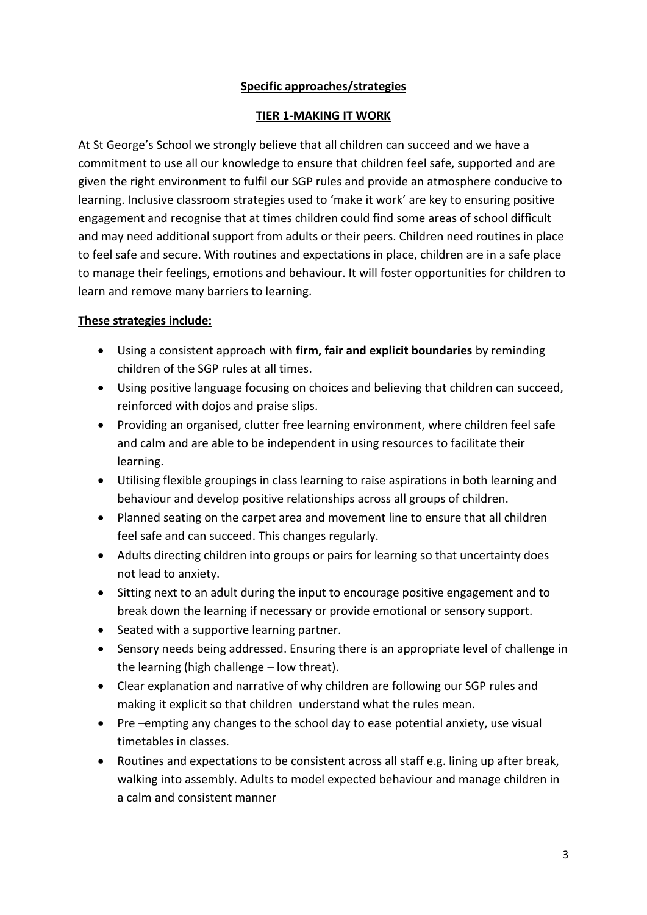## Specific approaches/strategies

### TIER 1-MAKING IT WORK

At St George's School we strongly believe that all children can succeed and we have a commitment to use all our knowledge to ensure that children feel safe, supported and are given the right environment to fulfil our SGP rules and provide an atmosphere conducive to learning. Inclusive classroom strategies used to 'make it work' are key to ensuring positive engagement and recognise that at times children could find some areas of school difficult and may need additional support from adults or their peers. Children need routines in place to feel safe and secure. With routines and expectations in place, children are in a safe place to manage their feelings, emotions and behaviour. It will foster opportunities for children to learn and remove many barriers to learning.

**These strategies include:**

- Using a consistent approach with **firm, fair and explicit boundaries** by reminding children of the SGP rules at all times.
- Using positive language focusing on choices and believing that children can succeed, reinforced with dojos and praise slips.
- Providing an organised, clutter free learning environment, where children feel safe and calm and are able to be independent in using resources to facilitate their learning.
- Utilising flexible groupings in class learning to raise aspirations in both learning and behaviour and develop positive relationships across all groups of children.
- Planned seating on the carpet area and movement line to ensure that all children feel safe and can succeed. This changes regularly.
- Adults directing children into groups or pairs for learning so that uncertainty does not lead to anxiety.
- Sitting next to an adult during the input to encourage positive engagement and to break down the learning if necessary or provide emotional or sensory support.
- Seated with a supportive learning partner.
- Sensory needs being addressed. Ensuring there is an appropriate level of challenge in the learning (high challenge – low threat).
- Clear explanation and narrative of why children are following our SGP rules and making it explicit so that children understand what the rules mean.
- Pre –empting any changes to the school day to ease potential anxiety, use visual timetables in classes.
- Routines and expectations to be consistent across all staff e.g. lining up after break, walking into assembly. Adults to model expected behaviour and manage children in a calm and consistent manner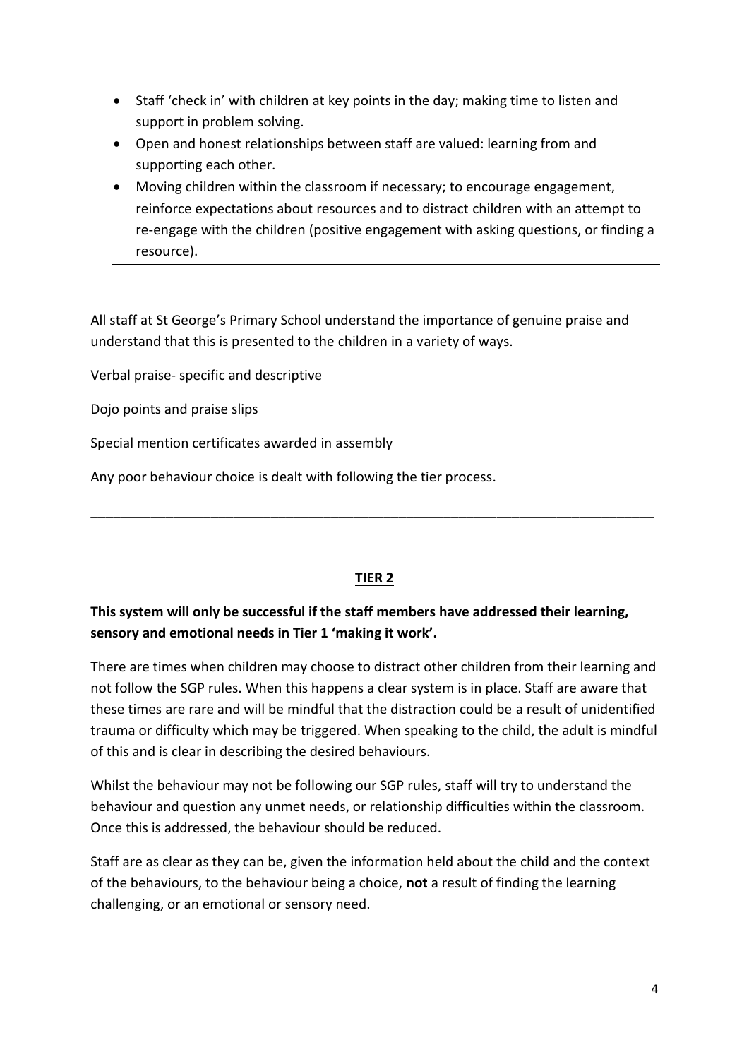- Staff 'check in' with children at key points in the day; making time to listen and support in problem solving.
- Open and honest relationships between staff are valued: learning from and supporting each other.
- Moving children within the classroom if necessary; to encourage engagement, reinforce expectations about resources and to distract children with an attempt to re-engage with the children (positive engagement with asking questions, or finding a resource).

---

All staff at St George's Primary School understand the importance of genuine praise and understand that this is presented to the children in a variety of ways.

Verbal praise- specific and descriptive

Dojo points and praise slips

Special mention certificates awarded in assembly

Any poor behaviour choice is dealt with following the tier process.

---

## TIER 2

**This system will only be successful if the staff members have addressed their learning, sensory and emotional needs in Tier 1 'making it work'.**

There are times when children may choose to distract other children from their learning and not follow the SGP rules. When this happens a clear system is in place. Staff are aware that these times are rare and will be mindful that the distraction could be a result of unidentified trauma or difficulty which may be triggered. When speaking to the child, the adult is mindful of this and is clear in describing the desired behaviours.

Whilst the behaviour may not be following our SGP rules, staff will try to understand the behaviour and question any unmet needs, or relationship difficulties within the classroom. Once this is addressed, the behaviour should be reduced.

Staff are as clear as they can be, given the information held about the child and the context of the behaviours, to the behaviour being a choice, **not** a result of finding the learning challenging, or an emotional or sensory need.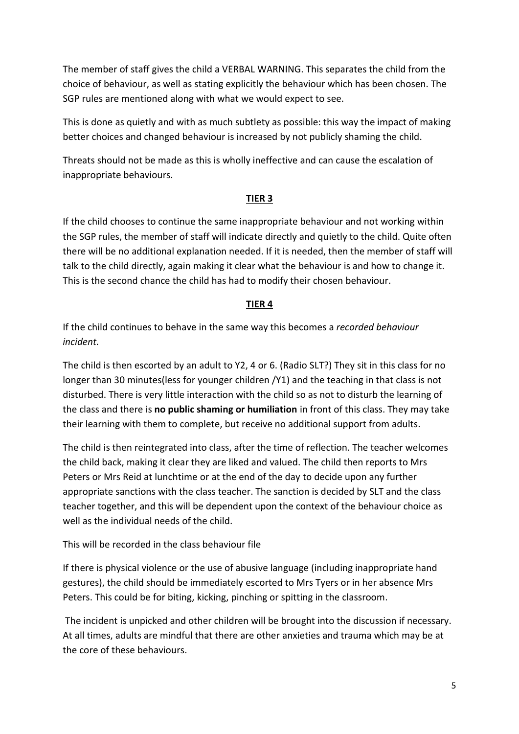The member of staff gives the child a VERBAL WARNING. This separates the child from the choice of behaviour, as well as stating explicitly the behaviour which has been chosen. The SGP rules are mentioned along with what we would expect to see.

This is done as quietly and with as much subtlety as possible: this way the impact of making better choices and changed behaviour is increased by not publicly shaming the child.

Threats should not be made as this is wholly ineffective and can cause the escalation of inappropriate behaviours.

## TIER 3

If the child chooses to continue the same inappropriate behaviour and not working within the SGP rules, the member of staff will indicate directly and quietly to the child. Quite often there will be no additional explanation needed. If it is needed, then the member of staff will talk to the child directly, again making it clear what the behaviour is and how to change it. This is the second chance the child has had to modify their chosen behaviour.

## TIER 4

If the child continues to behave in the same way this becomes a *recorded behaviour incident.*

The child is then escorted by an adult to Y2, 4 or 6. (Radio SLT?) They sit in this class for no longer than 30 minutes(less for younger children /Y1) and the teaching in that class is not disturbed. There is very little interaction with the child so as not to disturb the learning of the class and there is **no public shaming or humiliation** in front of this class. They may take their learning with them to complete, but receive no additional support from adults.

The child is then reintegrated into class, after the time of reflection. The teacher welcomes the child back, making it clear they are liked and valued. The child then reports to Mrs Peters or Mrs Reid at lunchtime or at the end of the day to decide upon any further appropriate sanctions with the class teacher. The sanction is decided by SLT and the class teacher together, and this will be dependent upon the context of the behaviour choice as well as the individual needs of the child.

This will be recorded in the class behaviour file

If there is physical violence or the use of abusive language (including inappropriate hand gestures), the child should be immediately escorted to Mrs Tyers or in her absence Mrs Peters. This could be for biting, kicking, pinching or spitting in the classroom.

The incident is unpicked and other children will be brought into the discussion if necessary. At all times, adults are mindful that there are other anxieties and trauma which may be at the core of these behaviours.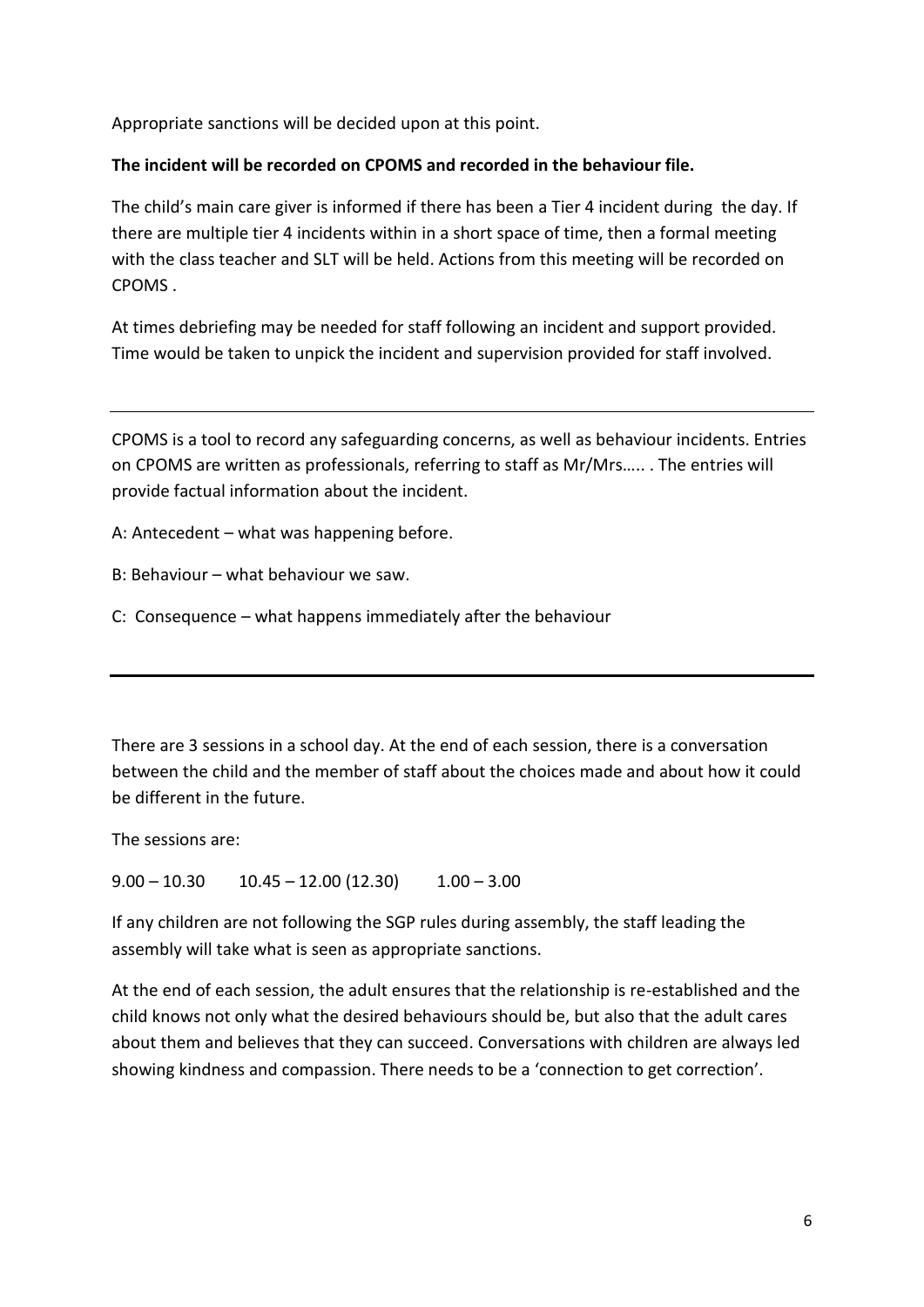Appropriate sanctions will be decided upon at this point.

**The incident will be recorded on CPOMS and recorded in the behaviour file.**

The child's main care giver is informed if there has been a Tier 4 incident during the day. If there are multiple tier 4 incidents within in a short space of time, then a formal meeting with the class teacher and SLT will be held. Actions from this meeting will be recorded on CPOMS .

At times debriefing may be needed for staff following an incident and support provided. Time would be taken to unpick the incident and supervision provided for staff involved.

---

CPOMS is a tool to record any safeguarding concerns, as well as behaviour incidents. Entries on CPOMS are written as professionals, referring to staff as Mr/Mrs….. . The entries will provide factual information about the incident.

A: Antecedent – what was happening before.

B: Behaviour – what behaviour we saw.

C: Consequence – what happens immediately after the behaviour

---

There are 3 sessions in a school day. At the end of each session, there is a conversation between the child and the member of staff about the choices made and about how it could be different in the future.

The sessions are:

9.00 – 10.30 &nbsp;&nbsp;&nbsp;&nbsp; 10.45 – 12.00 (12.30) &nbsp;&nbsp;&nbsp;&nbsp; 1.00 – 3.00

If any children are not following the SGP rules during assembly, the staff leading the assembly will take what is seen as appropriate sanctions.

At the end of each session, the adult ensures that the relationship is re-established and the child knows not only what the desired behaviours should be, but also that the adult cares about them and believes that they can succeed. Conversations with children are always led showing kindness and compassion. There needs to be a 'connection to get correction'.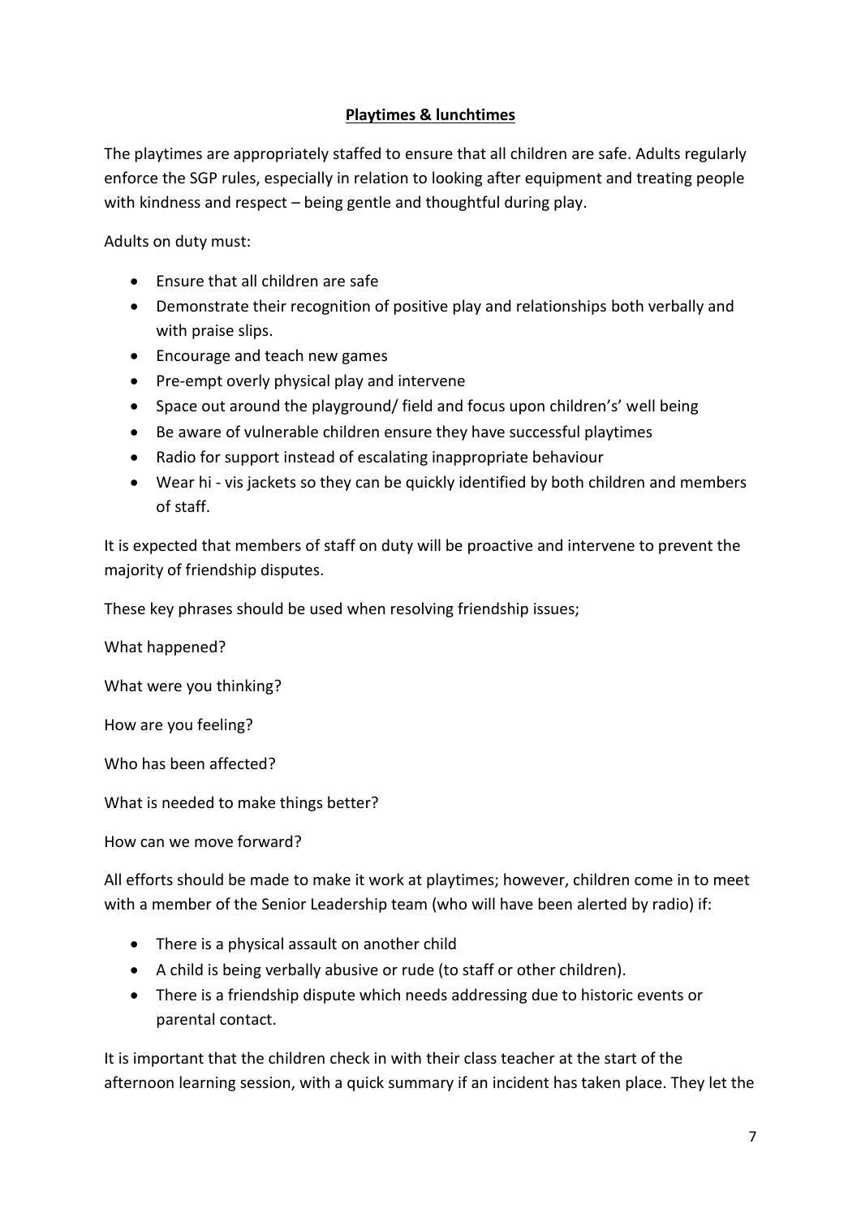## **Playtimes & lunchtimes**

The playtimes are appropriately staffed to ensure that all children are safe. Adults regularly enforce the SGP rules, especially in relation to looking after equipment and treating people with kindness and respect – being gentle and thoughtful during play.

Adults on duty must:

- Ensure that all children are safe
- Demonstrate their recognition of positive play and relationships both verbally and with praise slips.
- Encourage and teach new games
- Pre-empt overly physical play and intervene
- Space out around the playground/ field and focus upon children's' well being
- Be aware of vulnerable children ensure they have successful playtimes
- Radio for support instead of escalating inappropriate behaviour
- Wear hi - vis jackets so they can be quickly identified by both children and members of staff.

It is expected that members of staff on duty will be proactive and intervene to prevent the majority of friendship disputes.

These key phrases should be used when resolving friendship issues;

What happened?

What were you thinking?

How are you feeling?

Who has been affected?

What is needed to make things better?

How can we move forward?

All efforts should be made to make it work at playtimes; however, children come in to meet with a member of the Senior Leadership team (who will have been alerted by radio) if:

- There is a physical assault on another child
- A child is being verbally abusive or rude (to staff or other children).
- There is a friendship dispute which needs addressing due to historic events or parental contact.

It is important that the children check in with their class teacher at the start of the afternoon learning session, with a quick summary if an incident has taken place. They let the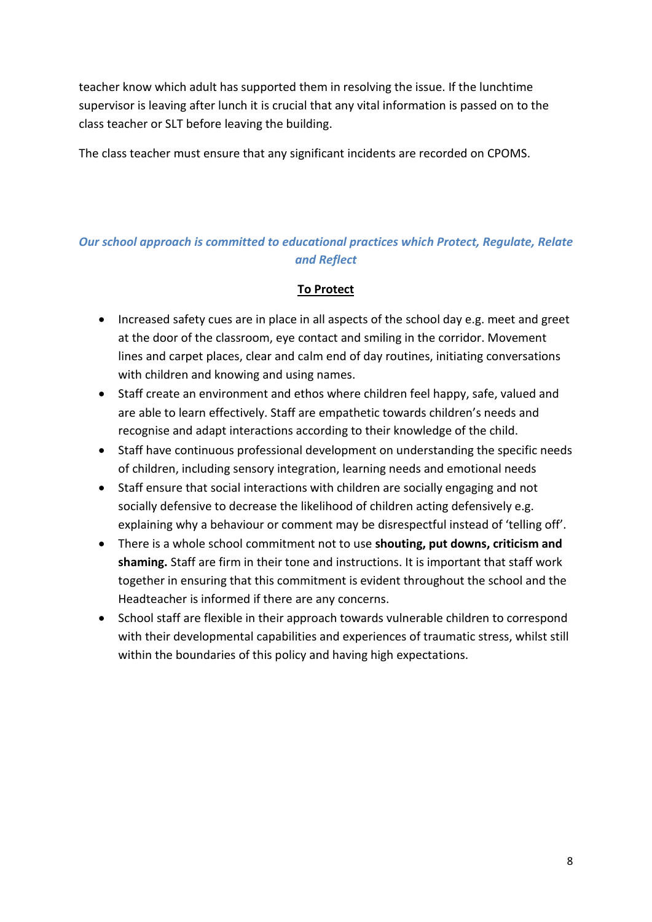teacher know which adult has supported them in resolving the issue. If the lunchtime supervisor is leaving after lunch it is crucial that any vital information is passed on to the class teacher or SLT before leaving the building.

The class teacher must ensure that any significant incidents are recorded on CPOMS.

***Our school approach is committed to educational practices which Protect, Regulate, Relate and Reflect***

## To Protect

- Increased safety cues are in place in all aspects of the school day e.g. meet and greet at the door of the classroom, eye contact and smiling in the corridor. Movement lines and carpet places, clear and calm end of day routines, initiating conversations with children and knowing and using names.
- Staff create an environment and ethos where children feel happy, safe, valued and are able to learn effectively. Staff are empathetic towards children's needs and recognise and adapt interactions according to their knowledge of the child.
- Staff have continuous professional development on understanding the specific needs of children, including sensory integration, learning needs and emotional needs
- Staff ensure that social interactions with children are socially engaging and not socially defensive to decrease the likelihood of children acting defensively e.g. explaining why a behaviour or comment may be disrespectful instead of 'telling off'.
- There is a whole school commitment not to use **shouting, put downs, criticism and shaming.** Staff are firm in their tone and instructions. It is important that staff work together in ensuring that this commitment is evident throughout the school and the Headteacher is informed if there are any concerns.
- School staff are flexible in their approach towards vulnerable children to correspond with their developmental capabilities and experiences of traumatic stress, whilst still within the boundaries of this policy and having high expectations.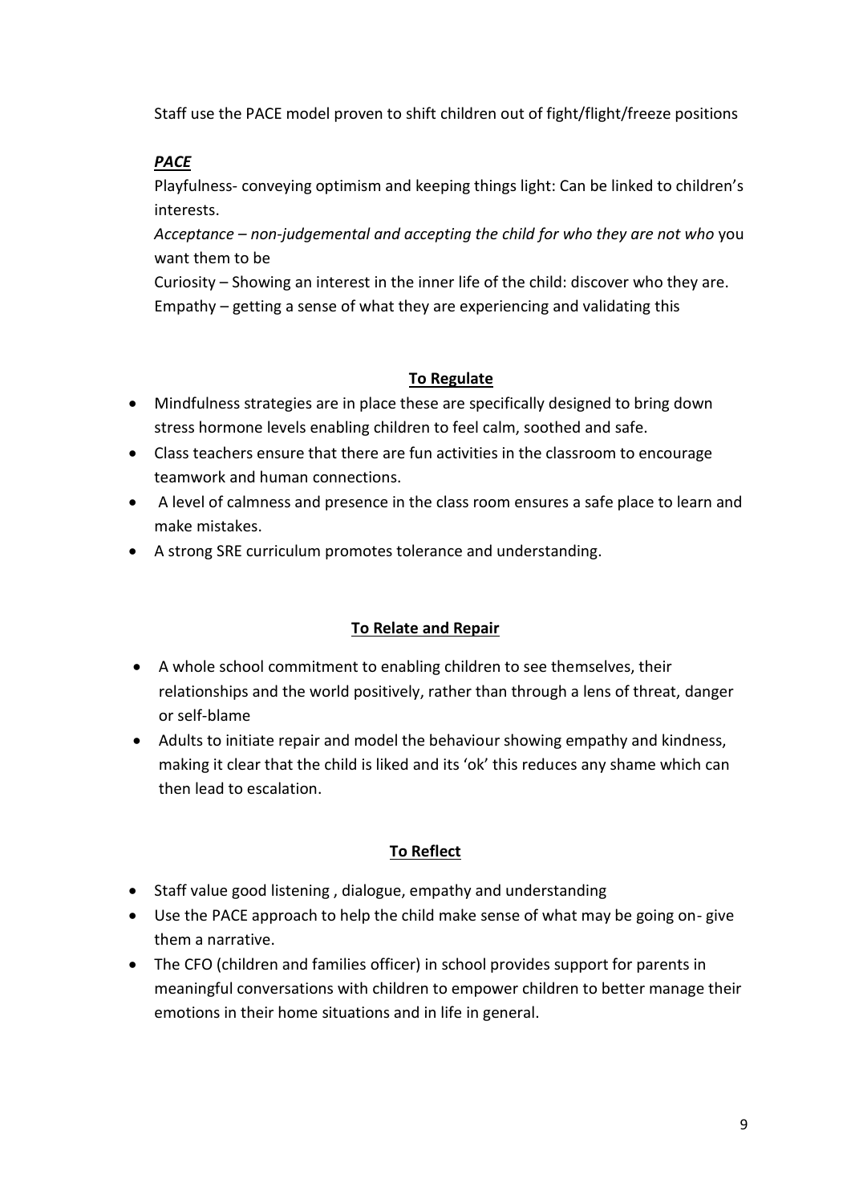Staff use the PACE model proven to shift children out of fight/flight/freeze positions

***PACE***

Playfulness- conveying optimism and keeping things light: Can be linked to children's interests.

*Acceptance – non-judgemental and accepting the child for who they are not who* you want them to be

Curiosity – Showing an interest in the inner life of the child: discover who they are.

Empathy – getting a sense of what they are experiencing and validating this

**To Regulate**

- Mindfulness strategies are in place these are specifically designed to bring down stress hormone levels enabling children to feel calm, soothed and safe.
- Class teachers ensure that there are fun activities in the classroom to encourage teamwork and human connections.
- A level of calmness and presence in the class room ensures a safe place to learn and make mistakes.
- A strong SRE curriculum promotes tolerance and understanding.

**To Relate and Repair**

- A whole school commitment to enabling children to see themselves, their relationships and the world positively, rather than through a lens of threat, danger or self-blame
- Adults to initiate repair and model the behaviour showing empathy and kindness, making it clear that the child is liked and its 'ok' this reduces any shame which can then lead to escalation.

**To Reflect**

- Staff value good listening , dialogue, empathy and understanding
- Use the PACE approach to help the child make sense of what may be going on- give them a narrative.
- The CFO (children and families officer) in school provides support for parents in meaningful conversations with children to empower children to better manage their emotions in their home situations and in life in general.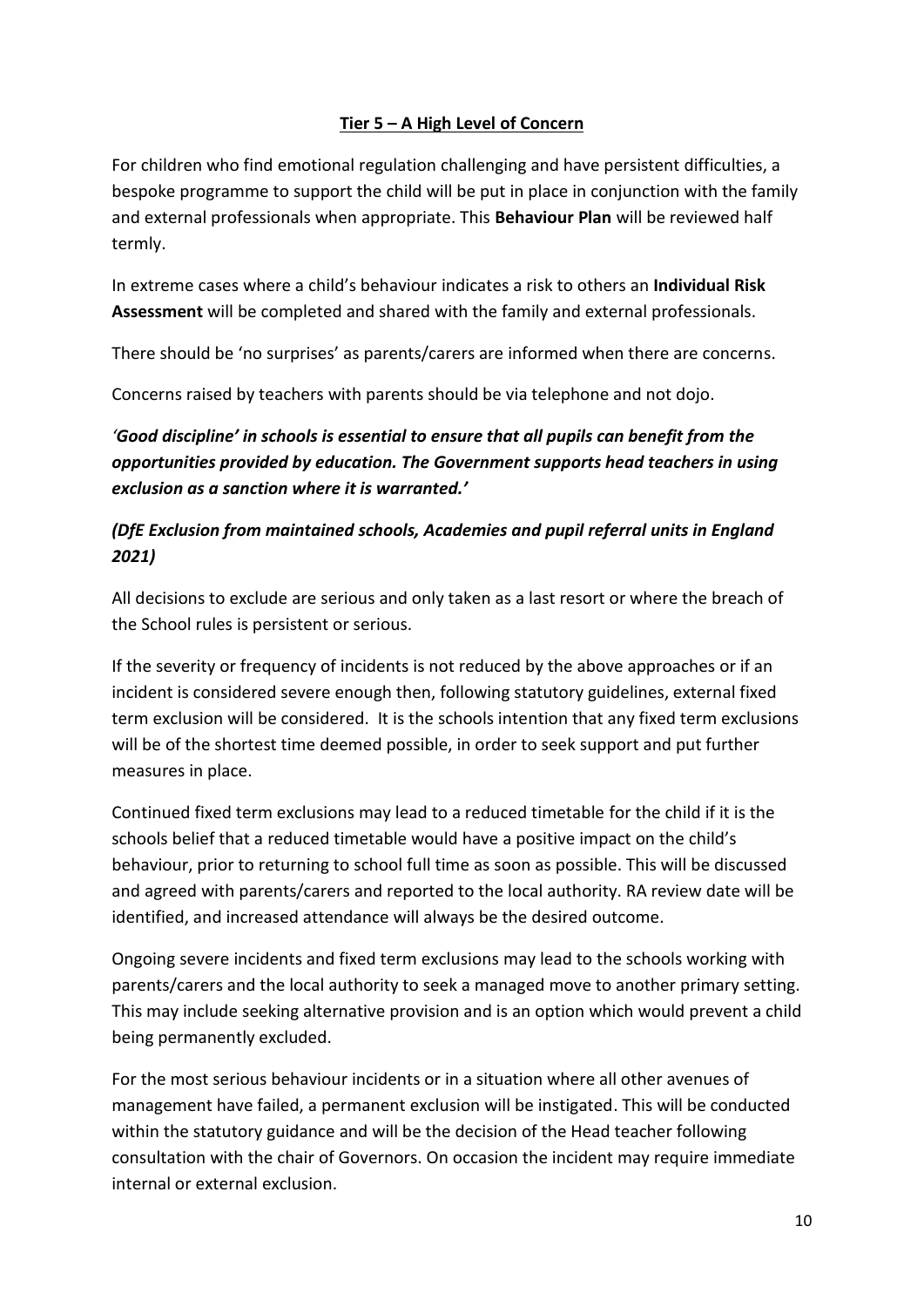## Tier 5 – A High Level of Concern

For children who find emotional regulation challenging and have persistent difficulties, a bespoke programme to support the child will be put in place in conjunction with the family and external professionals when appropriate. This **Behaviour Plan** will be reviewed half termly.

In extreme cases where a child's behaviour indicates a risk to others an **Individual Risk Assessment** will be completed and shared with the family and external professionals.

There should be 'no surprises' as parents/carers are informed when there are concerns.

Concerns raised by teachers with parents should be via telephone and not dojo.

***'Good discipline' in schools is essential to ensure that all pupils can benefit from the opportunities provided by education. The Government supports head teachers in using exclusion as a sanction where it is warranted.'***

***(DfE Exclusion from maintained schools, Academies and pupil referral units in England 2021)***

All decisions to exclude are serious and only taken as a last resort or where the breach of the School rules is persistent or serious.

If the severity or frequency of incidents is not reduced by the above approaches or if an incident is considered severe enough then, following statutory guidelines, external fixed term exclusion will be considered. It is the schools intention that any fixed term exclusions will be of the shortest time deemed possible, in order to seek support and put further measures in place.

Continued fixed term exclusions may lead to a reduced timetable for the child if it is the schools belief that a reduced timetable would have a positive impact on the child's behaviour, prior to returning to school full time as soon as possible. This will be discussed and agreed with parents/carers and reported to the local authority. RA review date will be identified, and increased attendance will always be the desired outcome.

Ongoing severe incidents and fixed term exclusions may lead to the schools working with parents/carers and the local authority to seek a managed move to another primary setting. This may include seeking alternative provision and is an option which would prevent a child being permanently excluded.

For the most serious behaviour incidents or in a situation where all other avenues of management have failed, a permanent exclusion will be instigated. This will be conducted within the statutory guidance and will be the decision of the Head teacher following consultation with the chair of Governors. On occasion the incident may require immediate internal or external exclusion.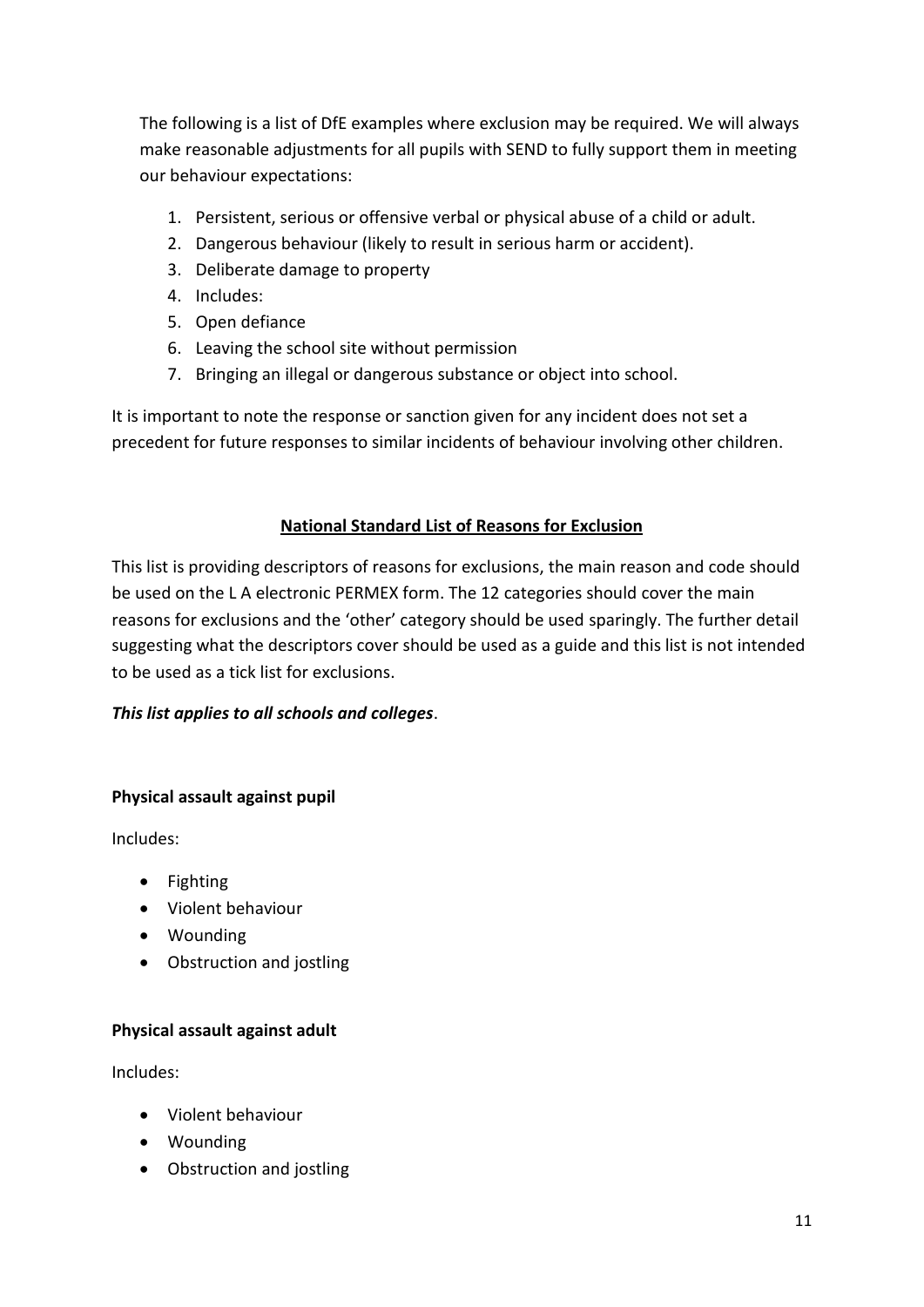The following is a list of DfE examples where exclusion may be required. We will always make reasonable adjustments for all pupils with SEND to fully support them in meeting our behaviour expectations:

1. Persistent, serious or offensive verbal or physical abuse of a child or adult.
2. Dangerous behaviour (likely to result in serious harm or accident).
3. Deliberate damage to property
4. Includes:
5. Open defiance
6. Leaving the school site without permission
7. Bringing an illegal or dangerous substance or object into school.

It is important to note the response or sanction given for any incident does not set a precedent for future responses to similar incidents of behaviour involving other children.

## National Standard List of Reasons for Exclusion

This list is providing descriptors of reasons for exclusions, the main reason and code should be used on the L A electronic PERMEX form. The 12 categories should cover the main reasons for exclusions and the 'other' category should be used sparingly. The further detail suggesting what the descriptors cover should be used as a guide and this list is not intended to be used as a tick list for exclusions.

***This list applies to all schools and colleges***.

**Physical assault against pupil**

Includes:

- Fighting
- Violent behaviour
- Wounding
- Obstruction and jostling

**Physical assault against adult**

Includes:

- Violent behaviour
- Wounding
- Obstruction and jostling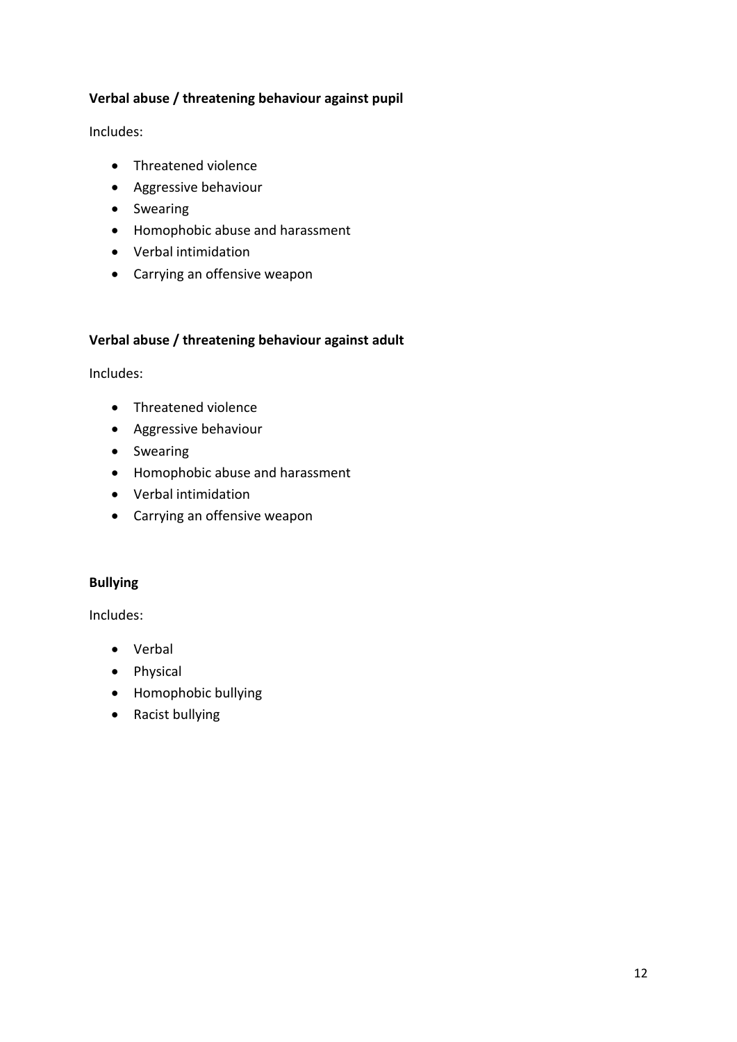**Verbal abuse / threatening behaviour against pupil**

Includes:

- Threatened violence
- Aggressive behaviour
- Swearing
- Homophobic abuse and harassment
- Verbal intimidation
- Carrying an offensive weapon

**Verbal abuse / threatening behaviour against adult**

Includes:

- Threatened violence
- Aggressive behaviour
- Swearing
- Homophobic abuse and harassment
- Verbal intimidation
- Carrying an offensive weapon

**Bullying**

Includes:

- Verbal
- Physical
- Homophobic bullying
- Racist bullying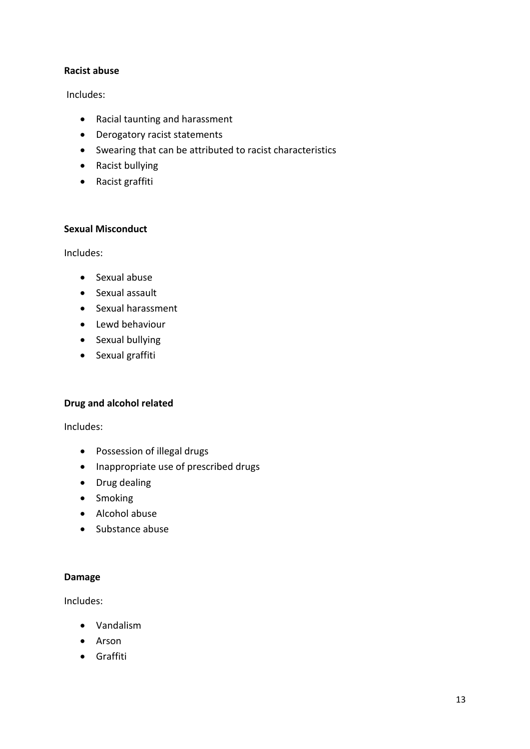**Racist abuse**

Includes:

- Racial taunting and harassment
- Derogatory racist statements
- Swearing that can be attributed to racist characteristics
- Racist bullying
- Racist graffiti

**Sexual Misconduct**

Includes:

- Sexual abuse
- Sexual assault
- Sexual harassment
- Lewd behaviour
- Sexual bullying
- Sexual graffiti

**Drug and alcohol related**

Includes:

- Possession of illegal drugs
- Inappropriate use of prescribed drugs
- Drug dealing
- Smoking
- Alcohol abuse
- Substance abuse

**Damage**

Includes:

- Vandalism
- Arson
- Graffiti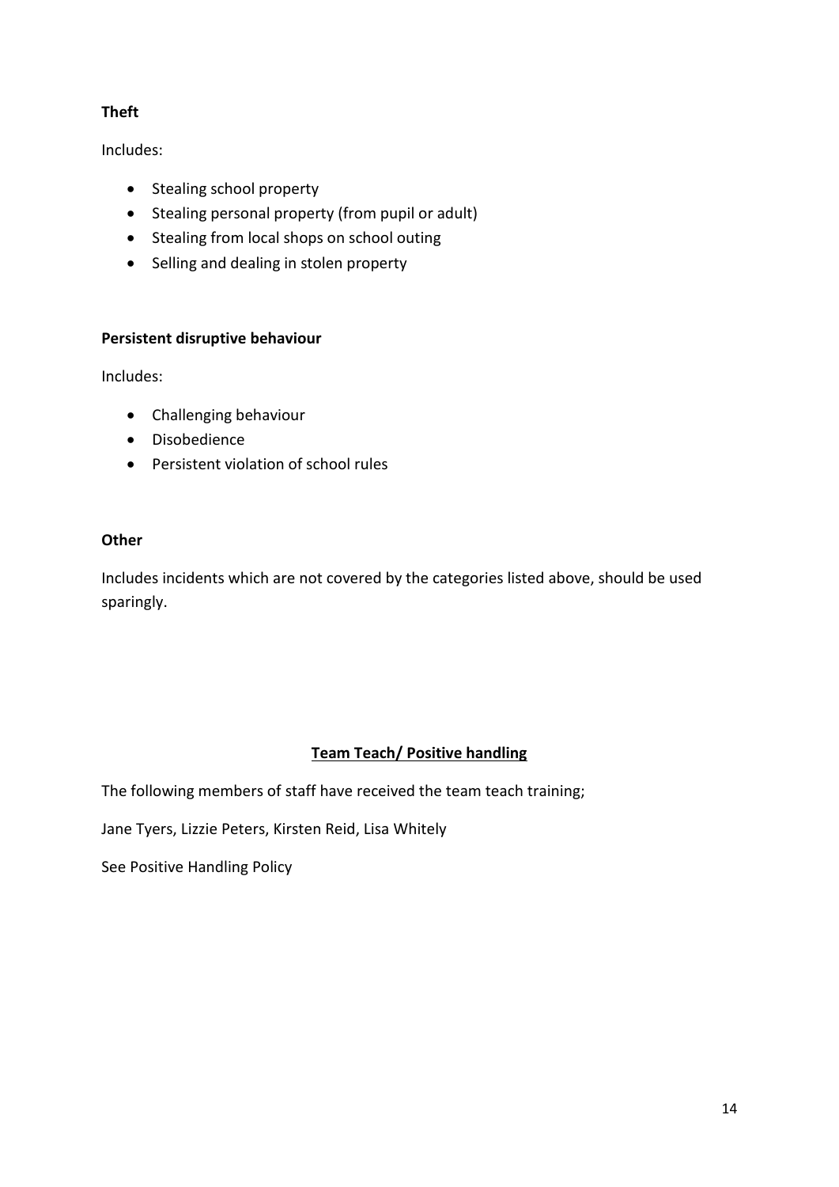**Theft**

Includes:

- Stealing school property
- Stealing personal property (from pupil or adult)
- Stealing from local shops on school outing
- Selling and dealing in stolen property

**Persistent disruptive behaviour**

Includes:

- Challenging behaviour
- Disobedience
- Persistent violation of school rules

**Other**

Includes incidents which are not covered by the categories listed above, should be used sparingly.

## Team Teach/ Positive handling

The following members of staff have received the team teach training;

Jane Tyers, Lizzie Peters, Kirsten Reid, Lisa Whitely

See Positive Handling Policy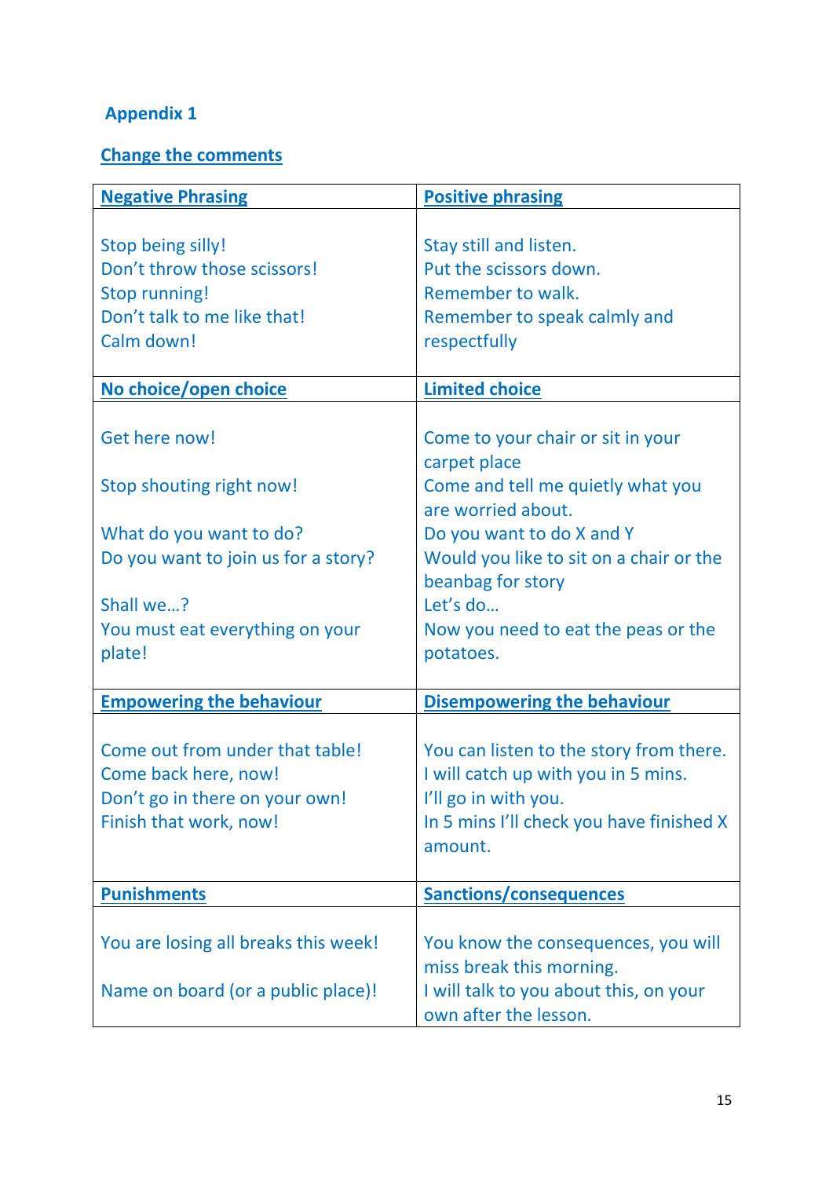## Appendix 1

### Change the comments

| Negative Phrasing | Positive phrasing |
|---|---|
| Stop being silly!<br>Don't throw those scissors!<br>Stop running!<br>Don't talk to me like that!<br>Calm down! | Stay still and listen.<br>Put the scissors down.<br>Remember to walk.<br>Remember to speak calmly and respectfully |
| **No choice/open choice** | **Limited choice** |
| Get here now!<br><br>Stop shouting right now!<br><br>What do you want to do?<br>Do you want to join us for a story?<br><br>Shall we…?<br>You must eat everything on your plate! | Come to your chair or sit in your carpet place<br>Come and tell me quietly what you are worried about.<br>Do you want to do X and Y<br>Would you like to sit on a chair or the beanbag for story<br>Let's do…<br>Now you need to eat the peas or the potatoes. |
| **Empowering the behaviour** | **Disempowering the behaviour** |
| Come out from under that table!<br>Come back here, now!<br>Don't go in there on your own!<br>Finish that work, now! | You can listen to the story from there.<br>I will catch up with you in 5 mins.<br>I'll go in with you.<br>In 5 mins I'll check you have finished X amount. |
| **Punishments** | **Sanctions/consequences** |
| You are losing all breaks this week!<br><br>Name on board (or a public place)! | You know the consequences, you will miss break this morning.<br>I will talk to you about this, on your own after the lesson. |